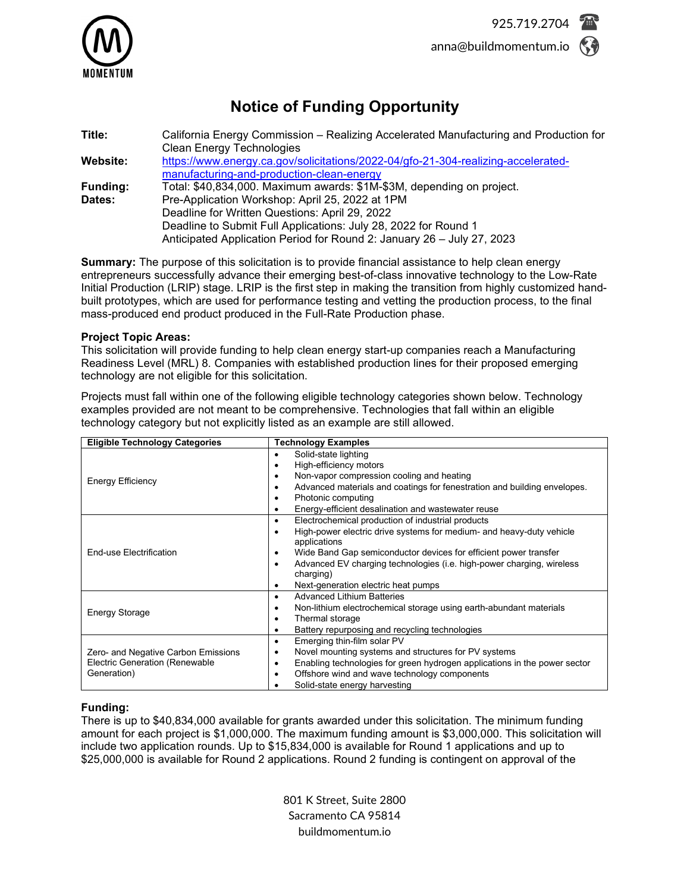925.719.2704

anna@buildmomentum.io

# Notice of Funding Opportunity

**Title:** California Energy Commission – Realizing Accelerated Manufacturing and Production for Clean Energy Technologies

**Website:** [https://www.energy.ca.gov/solicitations/2022-04/gfo-21-304-realizing-accelerated-manufacturing-and-production-clean-energy](https://www.energy.ca.gov/solicitations/2022-04/gfo-21-304-realizing-accelerated-manufacturing-and-production-clean-energy)

**Funding:** Total: $40,834,000. Maximum awards: $1M-$3M, depending on project.

**Dates:** Pre-Application Workshop: April 25, 2022 at 1PM
Deadline for Written Questions: April 29, 2022
Deadline to Submit Full Applications: July 28, 2022 for Round 1
Anticipated Application Period for Round 2: January 26 – July 27, 2023

**Summary:** The purpose of this solicitation is to provide financial assistance to help clean energy entrepreneurs successfully advance their emerging best-of-class innovative technology to the Low-Rate Initial Production (LRIP) stage. LRIP is the first step in making the transition from highly customized hand-built prototypes, which are used for performance testing and vetting the production process, to the final mass-produced end product produced in the Full-Rate Production phase.

**Project Topic Areas:**
This solicitation will provide funding to help clean energy start-up companies reach a Manufacturing Readiness Level (MRL) 8. Companies with established production lines for their proposed emerging technology are not eligible for this solicitation.

Projects must fall within one of the following eligible technology categories shown below. Technology examples provided are not meant to be comprehensive. Technologies that fall within an eligible technology category but not explicitly listed as an example are still allowed.

| Eligible Technology Categories | Technology Examples |
|---|---|
| Energy Efficiency | • Solid-state lighting<br>• High-efficiency motors<br>• Non-vapor compression cooling and heating<br>• Advanced materials and coatings for fenestration and building envelopes.<br>• Photonic computing<br>• Energy-efficient desalination and wastewater reuse |
| End-use Electrification | • Electrochemical production of industrial products<br>• High-power electric drive systems for medium- and heavy-duty vehicle applications<br>• Wide Band Gap semiconductor devices for efficient power transfer<br>• Advanced EV charging technologies (i.e. high-power charging, wireless charging)<br>• Next-generation electric heat pumps |
| Energy Storage | • Advanced Lithium Batteries<br>• Non-lithium electrochemical storage using earth-abundant materials<br>• Thermal storage<br>• Battery repurposing and recycling technologies |
| Zero- and Negative Carbon Emissions Electric Generation (Renewable Generation) | • Emerging thin-film solar PV<br>• Novel mounting systems and structures for PV systems<br>• Enabling technologies for green hydrogen applications in the power sector<br>• Offshore wind and wave technology components<br>• Solid-state energy harvesting |

**Funding:**
There is up to $40,834,000 available for grants awarded under this solicitation. The minimum funding amount for each project is $1,000,000. The maximum funding amount is $3,000,000. This solicitation will include two application rounds. Up to $15,834,000 is available for Round 1 applications and up to $25,000,000 is available for Round 2 applications. Round 2 funding is contingent on approval of the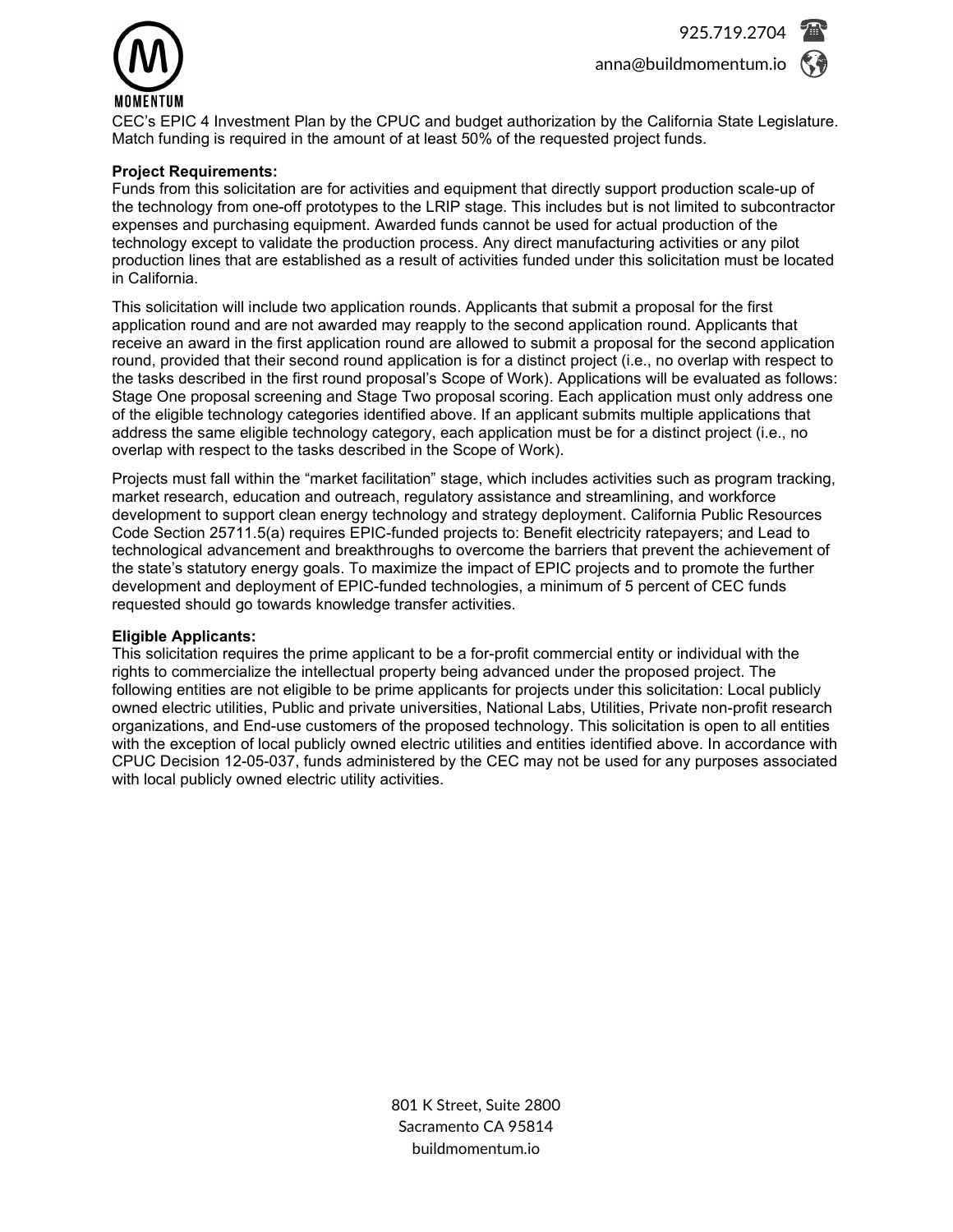CEC's EPIC 4 Investment Plan by the CPUC and budget authorization by the California State Legislature. Match funding is required in the amount of at least 50% of the requested project funds.

**Project Requirements:**
Funds from this solicitation are for activities and equipment that directly support production scale-up of the technology from one-off prototypes to the LRIP stage. This includes but is not limited to subcontractor expenses and purchasing equipment. Awarded funds cannot be used for actual production of the technology except to validate the production process. Any direct manufacturing activities or any pilot production lines that are established as a result of activities funded under this solicitation must be located in California.

This solicitation will include two application rounds. Applicants that submit a proposal for the first application round and are not awarded may reapply to the second application round. Applicants that receive an award in the first application round are allowed to submit a proposal for the second application round, provided that their second round application is for a distinct project (i.e., no overlap with respect to the tasks described in the first round proposal's Scope of Work). Applications will be evaluated as follows: Stage One proposal screening and Stage Two proposal scoring. Each application must only address one of the eligible technology categories identified above. If an applicant submits multiple applications that address the same eligible technology category, each application must be for a distinct project (i.e., no overlap with respect to the tasks described in the Scope of Work).

Projects must fall within the "market facilitation" stage, which includes activities such as program tracking, market research, education and outreach, regulatory assistance and streamlining, and workforce development to support clean energy technology and strategy deployment. California Public Resources Code Section 25711.5(a) requires EPIC-funded projects to: Benefit electricity ratepayers; and Lead to technological advancement and breakthroughs to overcome the barriers that prevent the achievement of the state's statutory energy goals. To maximize the impact of EPIC projects and to promote the further development and deployment of EPIC-funded technologies, a minimum of 5 percent of CEC funds requested should go towards knowledge transfer activities.

**Eligible Applicants:**
This solicitation requires the prime applicant to be a for-profit commercial entity or individual with the rights to commercialize the intellectual property being advanced under the proposed project. The following entities are not eligible to be prime applicants for projects under this solicitation: Local publicly owned electric utilities, Public and private universities, National Labs, Utilities, Private non-profit research organizations, and End-use customers of the proposed technology. This solicitation is open to all entities with the exception of local publicly owned electric utilities and entities identified above. In accordance with CPUC Decision 12-05-037, funds administered by the CEC may not be used for any purposes associated with local publicly owned electric utility activities.